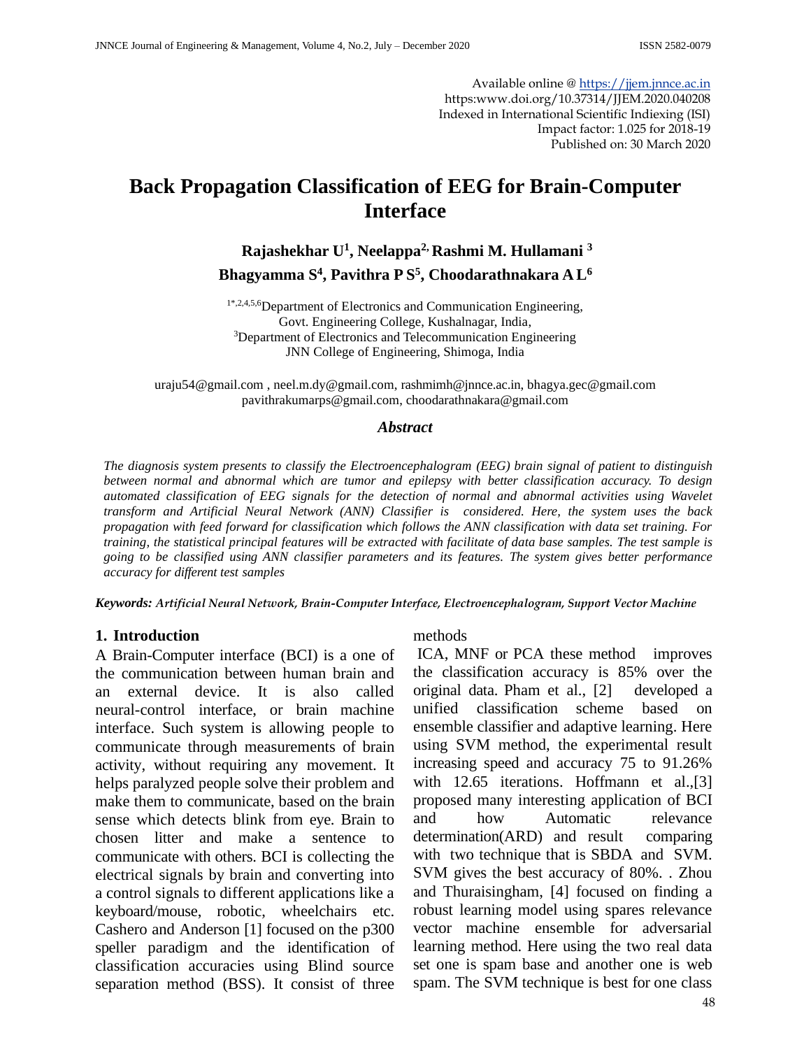Available online @ https://jjem.jnnce.ac.in
https:www.doi.org/10.37314/JJEM.2020.040208
Indexed in International Scientific Indiexing (ISI)
Impact factor: 1.025 for 2018-19
Published on: 30 March 2020

# Back Propagation Classification of EEG for Brain-Computer Interface

**Rajashekhar U[1], Neelappa[2], Rashmi M. Hullamani [3]**
**Bhagyamma S[4], Pavithra P S[5], Choodarathnakara A L[6]**

[1*,2,4,5,6]Department of Electronics and Communication Engineering,
Govt. Engineering College, Kushalnagar, India,
[3]Department of Electronics and Telecommunication Engineering
JNN College of Engineering, Shimoga, India

uraju54@gmail.com , neel.m.dy@gmail.com, rashmimh@jnnce.ac.in, bhagya.gec@gmail.com
pavithrakumarps@gmail.com, choodarathnakara@gmail.com

### *Abstract*

*The diagnosis system presents to classify the Electroencephalogram (EEG) brain signal of patient to distinguish between normal and abnormal which are tumor and epilepsy with better classification accuracy. To design automated classification of EEG signals for the detection of normal and abnormal activities using Wavelet transform and Artificial Neural Network (ANN) Classifier is considered. Here, the system uses the back propagation with feed forward for classification which follows the ANN classification with data set training. For training, the statistical principal features will be extracted with facilitate of data base samples. The test sample is going to be classified using ANN classifier parameters and its features. The system gives better performance accuracy for different test samples*

***Keywords:*** *Artificial Neural Network, Brain-Computer Interface, Electroencephalogram, Support Vector Machine*

## 1. Introduction

A Brain-Computer interface (BCI) is a one of the communication between human brain and an external device. It is also called neural-control interface, or brain machine interface. Such system is allowing people to communicate through measurements of brain activity, without requiring any movement. It helps paralyzed people solve their problem and make them to communicate, based on the brain sense which detects blink from eye. Brain to chosen litter and make a sentence to communicate with others. BCI is collecting the electrical signals by brain and converting into a control signals to different applications like a keyboard/mouse, robotic, wheelchairs etc. Cashero and Anderson [1] focused on the p300 speller paradigm and the identification of classification accuracies using Blind source separation method (BSS). It consist of three methods ICA, MNF or PCA these method improves the classification accuracy is 85% over the original data. Pham et al., [2] developed a unified classification scheme based on ensemble classifier and adaptive learning. Here using SVM method, the experimental result increasing speed and accuracy 75 to 91.26% with 12.65 iterations. Hoffmann et al.,[3] proposed many interesting application of BCI and how Automatic relevance determination(ARD) and result comparing with two technique that is SBDA and SVM. SVM gives the best accuracy of 80%. . Zhou and Thuraisingham, [4] focused on finding a robust learning model using spares relevance vector machine ensemble for adversarial learning method. Here using the two real data set one is spam base and another one is web spam. The SVM technique is best for one class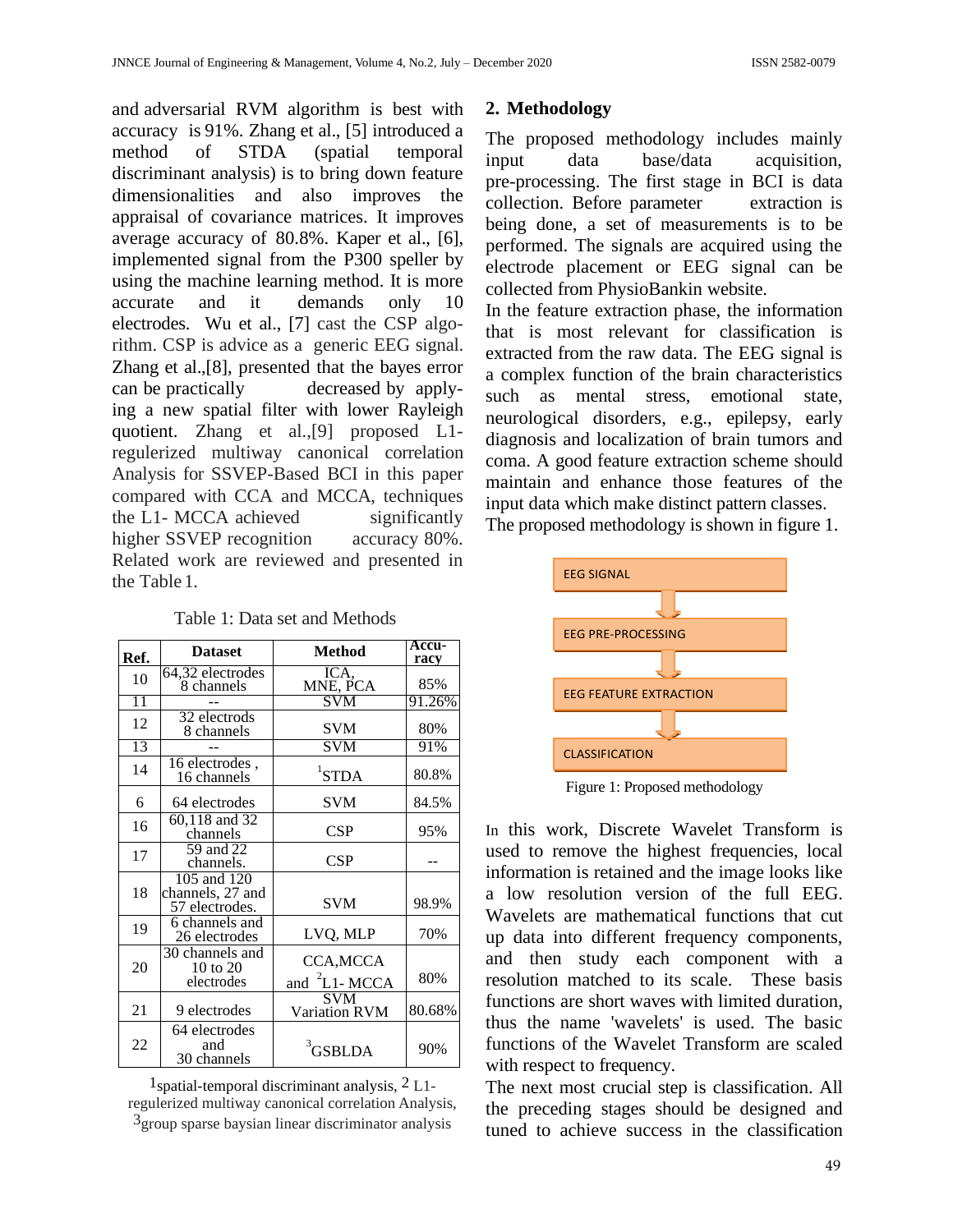and adversarial RVM algorithm is best with accuracy is 91%. Zhang et al., [5] introduced a method of STDA (spatial temporal discriminant analysis) is to bring down feature dimensionalities and also improves the appraisal of covariance matrices. It improves average accuracy of 80.8%. Kaper et al., [6], implemented signal from the P300 speller by using the machine learning method. It is more accurate and it demands only 10 electrodes. Wu et al., [7] cast the CSP algorithm. CSP is advice as a generic EEG signal. Zhang et al.,[8], presented that the bayes error can be practically decreased by applying a new spatial filter with lower Rayleigh quotient. Zhang et al.,[9] proposed L1-regulerized multiway canonical correlation Analysis for SSVEP-Based BCI in this paper compared with CCA and MCCA, techniques the L1- MCCA achieved significantly higher SSVEP recognition accuracy 80%. Related work are reviewed and presented in the Table 1.

Table 1: Data set and Methods

| Ref. | Dataset | Method | Accuracy |
|---|---|---|---|
| 10 | 64,32 electrodes 8 channels | ICA, MNE, PCA | 85% |
| 11 | -- | SVM | 91.26% |
| 12 | 32 electrods 8 channels | SVM | 80% |
| 13 | -- | SVM | 91% |
| 14 | 16 electrodes , 16 channels | [1]STDA | 80.8% |
| 6 | 64 electrodes | SVM | 84.5% |
| 16 | 60,118 and 32 channels | CSP | 95% |
| 17 | 59 and 22 channels. | CSP | -- |
| 18 | 105 and 120 channels, 27 and 57 electrodes. | SVM | 98.9% |
| 19 | 6 channels and 26 electrodes | LVQ, MLP | 70% |
| 20 | 30 channels and 10 to 20 electrodes | CCA,MCCA and [2]L1- MCCA | 80% |
| 21 | 9 electrodes | SVM Variation RVM | 80.68% |
| 22 | 64 electrodes and 30 channels | [3]GSBLDA | 90% |

1 spatial-temporal discriminant analysis, 2 L1-regulerized multiway canonical correlation Analysis, 3 group sparse baysian linear discriminator analysis

## 2. Methodology

The proposed methodology includes mainly input data base/data acquisition, pre-processing. The first stage in BCI is data collection. Before parameter extraction is being done, a set of measurements is to be performed. The signals are acquired using the electrode placement or EEG signal can be collected from PhysioBankin website.

In the feature extraction phase, the information that is most relevant for classification is extracted from the raw data. The EEG signal is a complex function of the brain characteristics such as mental stress, emotional state, neurological disorders, e.g., epilepsy, early diagnosis and localization of brain tumors and coma. A good feature extraction scheme should maintain and enhance those features of the input data which make distinct pattern classes.

The proposed methodology is shown in figure 1.

EEG SIGNAL → EEG PRE-PROCESSING → EEG FEATURE EXTRACTION → CLASSIFICATION

Figure 1: Proposed methodology

In this work, Discrete Wavelet Transform is used to remove the highest frequencies, local information is retained and the image looks like a low resolution version of the full EEG. Wavelets are mathematical functions that cut up data into different frequency components, and then study each component with a resolution matched to its scale. These basis functions are short waves with limited duration, thus the name 'wavelets' is used. The basic functions of the Wavelet Transform are scaled with respect to frequency.

The next most crucial step is classification. All the preceding stages should be designed and tuned to achieve success in the classification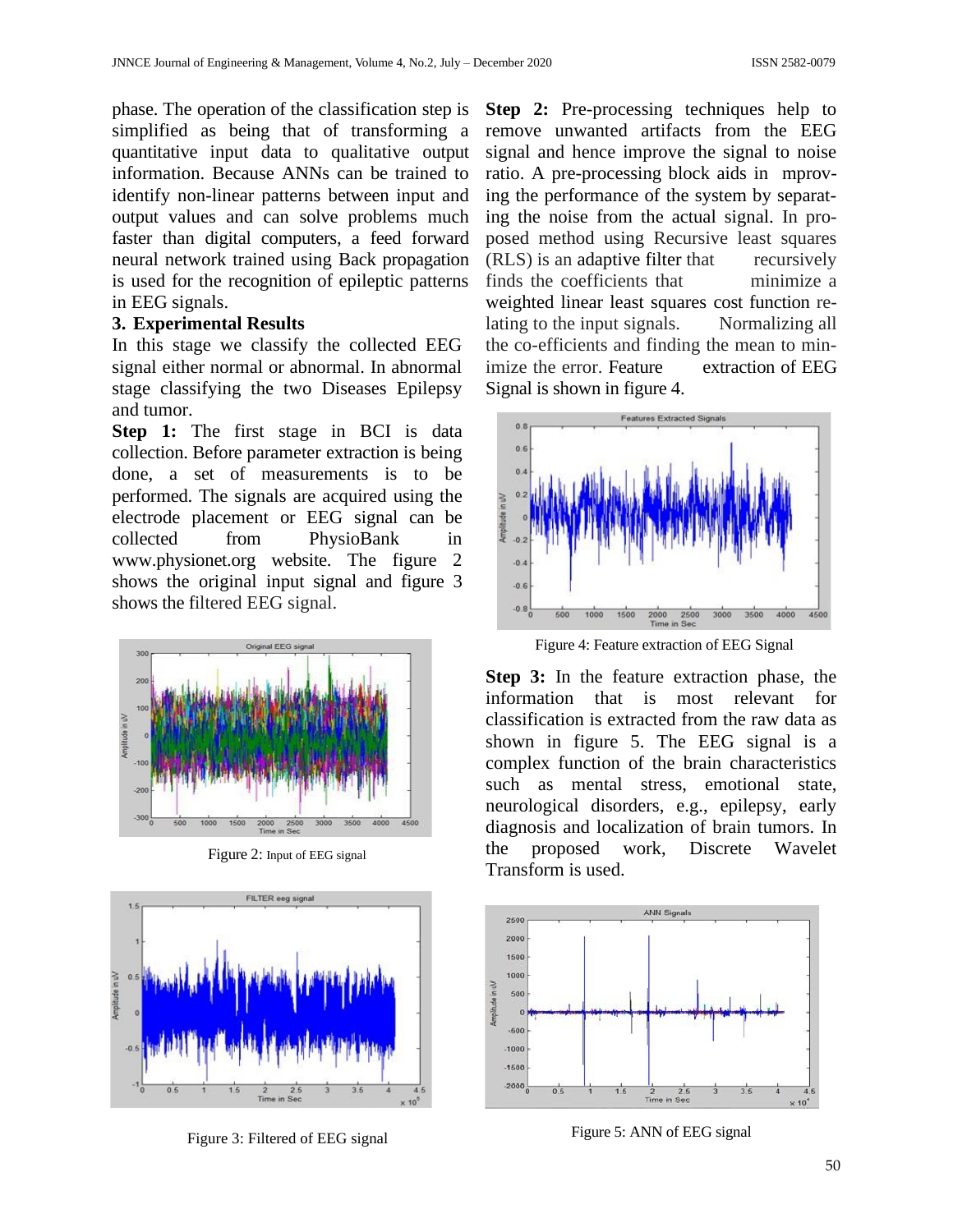phase. The operation of the classification step is simplified as being that of transforming a quantitative input data to qualitative output information. Because ANNs can be trained to identify non-linear patterns between input and output values and can solve problems much faster than digital computers, a feed forward neural network trained using Back propagation is used for the recognition of epileptic patterns in EEG signals.

## 3. Experimental Results

In this stage we classify the collected EEG signal either normal or abnormal. In abnormal stage classifying the two Diseases Epilepsy and tumor.

**Step 1:** The first stage in BCI is data collection. Before parameter extraction is being done, a set of measurements is to be performed. The signals are acquired using the electrode placement or EEG signal can be collected from PhysioBank in www.physionet.org website. The figure 2 shows the original input signal and figure 3 shows the filtered EEG signal.

Figure 2: Input of EEG signal

Figure 3: Filtered of EEG signal

**Step 2:** Pre-processing techniques help to remove unwanted artifacts from the EEG signal and hence improve the signal to noise ratio. A pre-processing block aids in mproving the performance of the system by separating the noise from the actual signal. In proposed method using Recursive least squares (RLS) is an adaptive filter that recursively finds the coefficients that minimize a weighted linear least squares cost function relating to the input signals. Normalizing all the co-efficients and finding the mean to minimize the error. Feature extraction of EEG Signal is shown in figure 4.

Figure 4: Feature extraction of EEG Signal

**Step 3:** In the feature extraction phase, the information that is most relevant for classification is extracted from the raw data as shown in figure 5. The EEG signal is a complex function of the brain characteristics such as mental stress, emotional state, neurological disorders, e.g., epilepsy, early diagnosis and localization of brain tumors. In the proposed work, Discrete Wavelet Transform is used.

Figure 5: ANN of EEG signal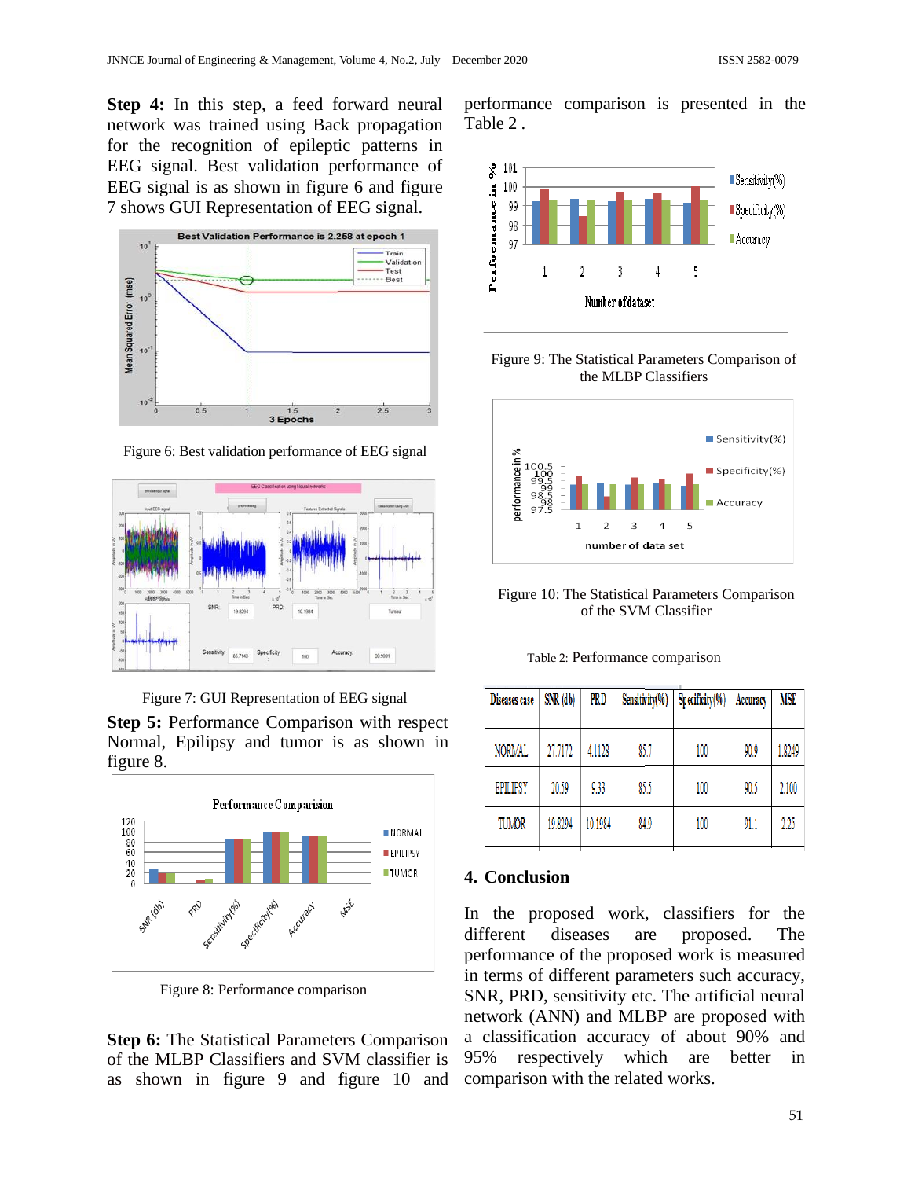**Step 4:** In this step, a feed forward neural network was trained using Back propagation for the recognition of epileptic patterns in EEG signal. Best validation performance of EEG signal is as shown in figure 6 and figure 7 shows GUI Representation of EEG signal.

Figure 6: Best validation performance of EEG signal

Figure 7: GUI Representation of EEG signal

**Step 5:** Performance Comparison with respect Normal, Epilipsy and tumor is as shown in figure 8.

Figure 8: Performance comparison

**Step 6:** The Statistical Parameters Comparison of the MLBP Classifiers and SVM classifier is as shown in figure 9 and figure 10 and performance comparison is presented in the Table 2 .

Figure 9: The Statistical Parameters Comparison of the MLBP Classifiers

Figure 10: The Statistical Parameters Comparison of the SVM Classifier

Table 2: Performance comparison

| Diseases case | SNR (db) | PRD | Sensitivity(%) | Specificity(%) | Accuracy | MSE |
|---|---|---|---|---|---|---|
| NORMAL | 27.7172 | 4.1128 | 85.7 | 100 | 90.9 | 1.8249 |
| EPILIPSY | 20.59 | 9.33 | 85.5 | 100 | 90.5 | 2.100 |
| TUMOR | 19.8294 | 10.1984 | 84.9 | 100 | 91.1 | 2.25 |

## 4. Conclusion

In the proposed work, classifiers for the different diseases are proposed. The performance of the proposed work is measured in terms of different parameters such accuracy, SNR, PRD, sensitivity etc. The artificial neural network (ANN) and MLBP are proposed with a classification accuracy of about 90% and 95% respectively which are better in comparison with the related works.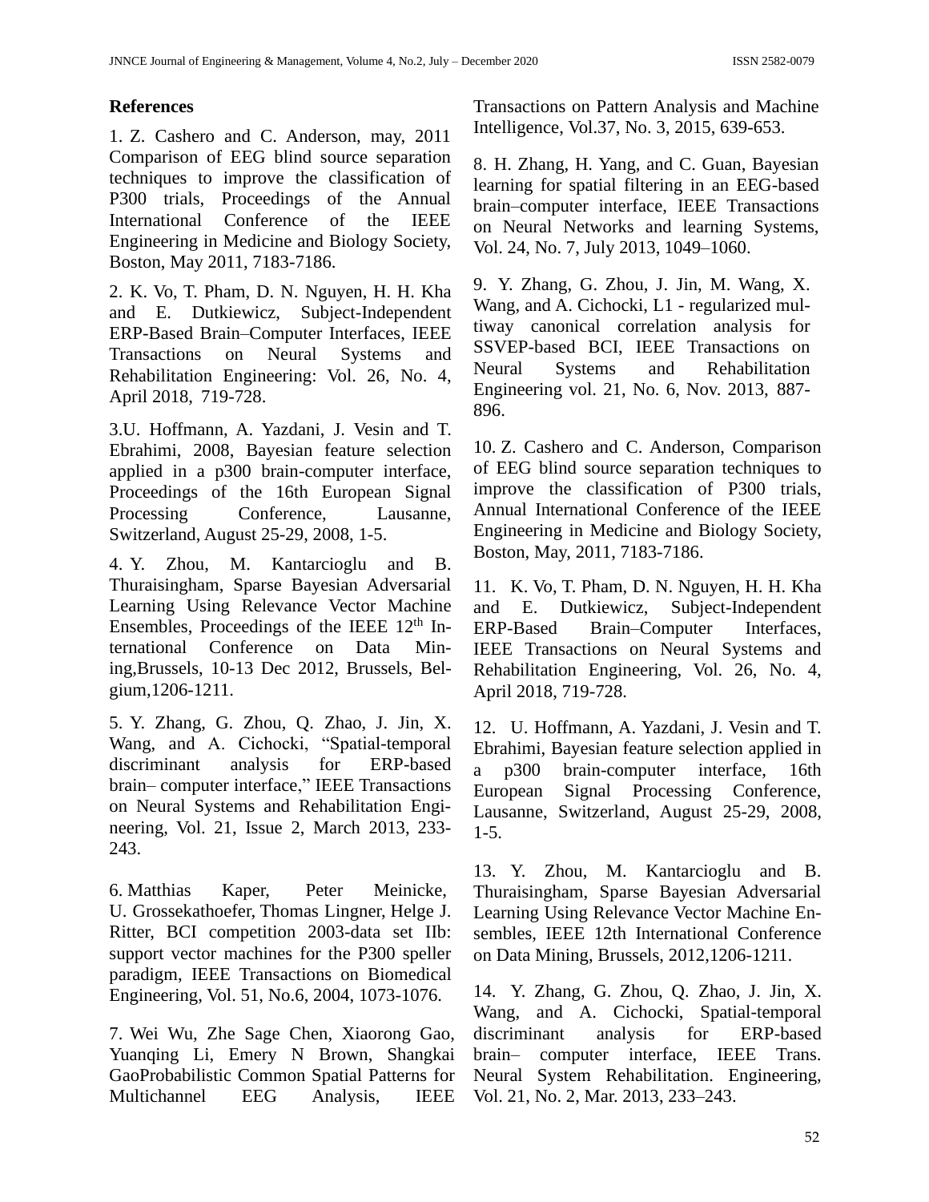## References

1. Z. Cashero and C. Anderson, may, 2011 Comparison of EEG blind source separation techniques to improve the classification of P300 trials, Proceedings of the Annual International Conference of the IEEE Engineering in Medicine and Biology Society, Boston, May 2011, 7183-7186.

2. K. Vo, T. Pham, D. N. Nguyen, H. H. Kha and E. Dutkiewicz, Subject-Independent ERP-Based Brain–Computer Interfaces, IEEE Transactions on Neural Systems and Rehabilitation Engineering: Vol. 26, No. 4, April 2018, 719-728.

3. U. Hoffmann, A. Yazdani, J. Vesin and T. Ebrahimi, 2008, Bayesian feature selection applied in a p300 brain-computer interface, Proceedings of the 16th European Signal Processing Conference, Lausanne, Switzerland, August 25-29, 2008, 1-5.

4. Y. Zhou, M. Kantarcioglu and B. Thuraisingham, Sparse Bayesian Adversarial Learning Using Relevance Vector Machine Ensembles, Proceedings of the IEEE 12th International Conference on Data Mining,Brussels, 10-13 Dec 2012, Brussels, Belgium,1206-1211.

5. Y. Zhang, G. Zhou, Q. Zhao, J. Jin, X. Wang, and A. Cichocki, "Spatial-temporal discriminant analysis for ERP-based brain– computer interface," IEEE Transactions on Neural Systems and Rehabilitation Engineering, Vol. 21, Issue 2, March 2013, 233-243.

6. Matthias Kaper, Peter Meinicke, U. Grossekathoefer, Thomas Lingner, Helge J. Ritter, BCI competition 2003-data set IIb: support vector machines for the P300 speller paradigm, IEEE Transactions on Biomedical Engineering, Vol. 51, No.6, 2004, 1073-1076.

7. Wei Wu, Zhe Sage Chen, Xiaorong Gao, Yuanqing Li, Emery N Brown, Shangkai GaoProbabilistic Common Spatial Patterns for Multichannel EEG Analysis, IEEE Transactions on Pattern Analysis and Machine Intelligence, Vol.37, No. 3, 2015, 639-653.

8. H. Zhang, H. Yang, and C. Guan, Bayesian learning for spatial filtering in an EEG-based brain–computer interface, IEEE Transactions on Neural Networks and learning Systems, Vol. 24, No. 7, July 2013, 1049–1060.

9. Y. Zhang, G. Zhou, J. Jin, M. Wang, X. Wang, and A. Cichocki, L1 - regularized multiway canonical correlation analysis for SSVEP-based BCI, IEEE Transactions on Neural Systems and Rehabilitation Engineering vol. 21, No. 6, Nov. 2013, 887-896.

10. Z. Cashero and C. Anderson, Comparison of EEG blind source separation techniques to improve the classification of P300 trials, Annual International Conference of the IEEE Engineering in Medicine and Biology Society, Boston, May, 2011, 7183-7186.

11. K. Vo, T. Pham, D. N. Nguyen, H. H. Kha and E. Dutkiewicz, Subject-Independent ERP-Based Brain–Computer Interfaces, IEEE Transactions on Neural Systems and Rehabilitation Engineering, Vol. 26, No. 4, April 2018, 719-728.

12. U. Hoffmann, A. Yazdani, J. Vesin and T. Ebrahimi, Bayesian feature selection applied in a p300 brain-computer interface, 16th European Signal Processing Conference, Lausanne, Switzerland, August 25-29, 2008, 1-5.

13. Y. Zhou, M. Kantarcioglu and B. Thuraisingham, Sparse Bayesian Adversarial Learning Using Relevance Vector Machine Ensembles, IEEE 12th International Conference on Data Mining, Brussels, 2012,1206-1211.

14. Y. Zhang, G. Zhou, Q. Zhao, J. Jin, X. Wang, and A. Cichocki, Spatial-temporal discriminant analysis for ERP-based brain– computer interface, IEEE Trans. Neural System Rehabilitation. Engineering, Vol. 21, No. 2, Mar. 2013, 233–243.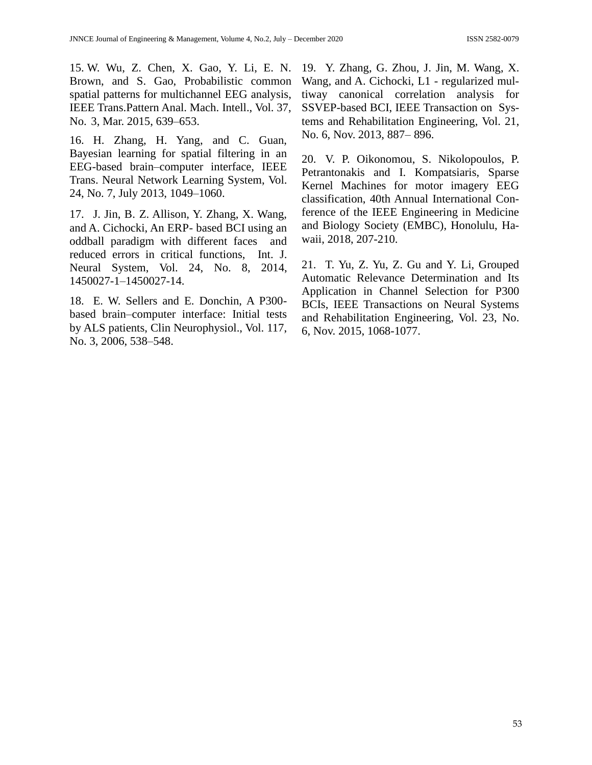15. W. Wu, Z. Chen, X. Gao, Y. Li, E. N. Brown, and S. Gao, Probabilistic common spatial patterns for multichannel EEG analysis, IEEE Trans.Pattern Anal. Mach. Intell., Vol. 37, No. 3, Mar. 2015, 639–653.

16. H. Zhang, H. Yang, and C. Guan, Bayesian learning for spatial filtering in an EEG-based brain–computer interface, IEEE Trans. Neural Network Learning System, Vol. 24, No. 7, July 2013, 1049–1060.

17. J. Jin, B. Z. Allison, Y. Zhang, X. Wang, and A. Cichocki, An ERP- based BCI using an oddball paradigm with different faces and reduced errors in critical functions, Int. J. Neural System, Vol. 24, No. 8, 2014, 1450027-1–1450027-14.

18. E. W. Sellers and E. Donchin, A P300-based brain–computer interface: Initial tests by ALS patients, Clin Neurophysiol., Vol. 117, No. 3, 2006, 538–548.

19. Y. Zhang, G. Zhou, J. Jin, M. Wang, X. Wang, and A. Cichocki, L1 - regularized multiway canonical correlation analysis for SSVEP-based BCI, IEEE Transaction on Systems and Rehabilitation Engineering, Vol. 21, No. 6, Nov. 2013, 887– 896.

20. V. P. Oikonomou, S. Nikolopoulos, P. Petrantonakis and I. Kompatsiaris, Sparse Kernel Machines for motor imagery EEG classification, 40th Annual International Conference of the IEEE Engineering in Medicine and Biology Society (EMBC), Honolulu, Hawaii, 2018, 207-210.

21. T. Yu, Z. Yu, Z. Gu and Y. Li, Grouped Automatic Relevance Determination and Its Application in Channel Selection for P300 BCIs, IEEE Transactions on Neural Systems and Rehabilitation Engineering, Vol. 23, No. 6, Nov. 2015, 1068-1077.